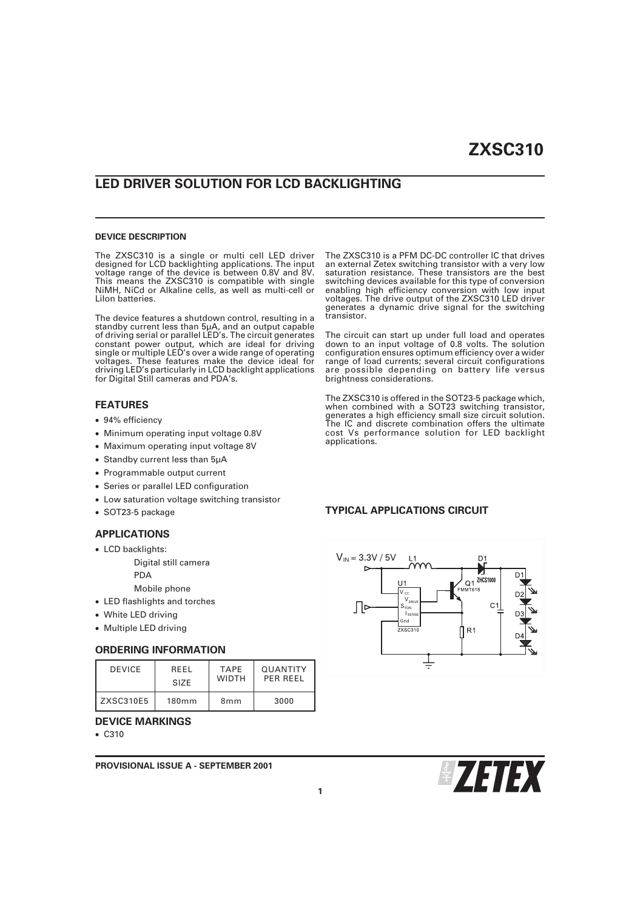# ZXSC310

## LED DRIVER SOLUTION FOR LCD BACKLIGHTING

### DEVICE DESCRIPTION

The ZXSC310 is a single or multi cell LED driver designed for LCD backlighting applications. The input voltage range of the device is between 0.8V and 8V. This means the ZXSC310 is compatible with single NiMH, NiCd or Alkaline cells, as well as multi-cell or LiIon batteries.

The device features a shutdown control, resulting in a standby current less than 5µA, and an output capable of driving serial or parallel LED's. The circuit generates constant power output, which are ideal for driving single or multiple LED's over a wide range of operating voltages. These features make the device ideal for driving LED's particularly in LCD backlight applications for Digital Still cameras and PDA's.

The ZXSC310 is a PFM DC-DC controller IC that drives an external Zetex switching transistor with a very low saturation resistance. These transistors are the best switching devices available for this type of conversion enabling high efficiency conversion with low input voltages. The drive output of the ZXSC310 LED driver generates a dynamic drive signal for the switching transistor.

The circuit can start up under full load and operates down to an input voltage of 0.8 volts. The solution configuration ensures optimum efficiency over a wider range of load currents; several circuit configurations are possible depending on battery life versus brightness considerations.

The ZXSC310 is offered in the SOT23-5 package which, when combined with a SOT23 switching transistor, generates a high efficiency small size circuit solution. The IC and discrete combination offers the ultimate cost Vs performance solution for LED backlight applications.

### FEATURES

- 94% efficiency
- Minimum operating input voltage 0.8V
- Maximum operating input voltage 8V
- Standby current less than 5µA
- Programmable output current
- Series or parallel LED configuration
- Low saturation voltage switching transistor
- SOT23-5 package

### APPLICATIONS

- LCD backlights:
  - Digital still camera
  - PDA
  - Mobile phone
- LED flashlights and torches
- White LED driving
- Multiple LED driving

### ORDERING INFORMATION

| DEVICE | REEL SIZE | TAPE WIDTH | QUANTITY PER REEL |
|---|---|---|---|
| ZXSC310E5 | 180mm | 8mm | 3000 |

### DEVICE MARKINGS

- C310

### TYPICAL APPLICATIONS CIRCUIT

$V_{IN}$ = 3.3V / 5V, L1, D1 ZHCS1000, U1 ZXSC310 ($V_{CC}$, $V_{DRIVE}$, $S_{TDN}$, $I_{SENSE}$, Gnd), Q1 FMMT618, R1, C1, D1, D2, D3, D4

PROVISIONAL ISSUE A - SEPTEMBER 2001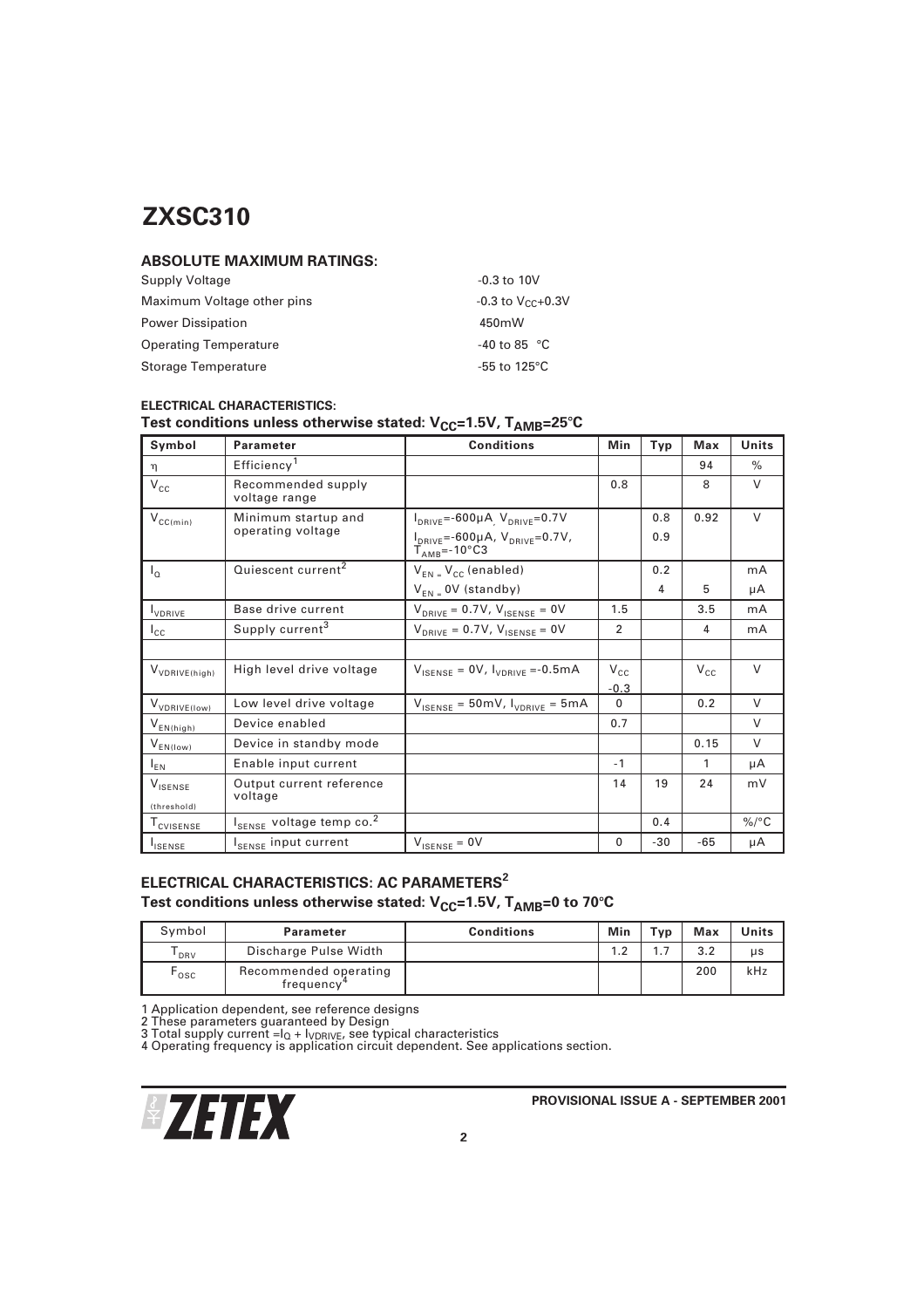# ZXSC310

## ABSOLUTE MAXIMUM RATINGS:

| | |
|---|---|
| Supply Voltage | -0.3 to 10V |
| Maximum Voltage other pins | -0.3 to $V_{CC}$+0.3V |
| Power Dissipation | 450mW |
| Operating Temperature | -40 to 85 °C |
| Storage Temperature | -55 to 125°C |

### ELECTRICAL CHARACTERISTICS:
### Test conditions unless otherwise stated: $V_{CC}$=1.5V, $T_{AMB}$=25°C

| Symbol | Parameter | Conditions | Min | Typ | Max | Units |
|---|---|---|---|---|---|---|
| $\eta$ | Efficiency[1] | | | | 94 | % |
| $V_{CC}$ | Recommended supply voltage range | | 0.8 | | 8 | V |
| $V_{CC(min)}$ | Minimum startup and operating voltage | $I_{DRIVE}$=-600μA, $V_{DRIVE}$=0.7V<br>$I_{DRIVE}$=-600μA, $V_{DRIVE}$=0.7V, $T_{AMB}$=-10°C3 | | 0.8<br>0.9 | 0.92 | V |
| $I_Q$ | Quiescent current[2] | $V_{EN}$ = $V_{CC}$ (enabled) | | 0.2 | | mA |
| | | $V_{EN}$ = 0V (standby) | | 4 | 5 | μA |
| $I_{VDRIVE}$ | Base drive current | $V_{DRIVE}$ = 0.7V, $V_{ISENSE}$ = 0V | 1.5 | | 3.5 | mA |
| $I_{CC}$ | Supply current[3] | $V_{DRIVE}$ = 0.7V, $V_{ISENSE}$ = 0V | 2 | | 4 | mA |
| | | | | | | |
| $V_{VDRIVE(high)}$ | High level drive voltage | $V_{ISENSE}$ = 0V, $I_{VDRIVE}$ =-0.5mA | $V_{CC}$ -0.3 | | $V_{CC}$ | V |
| $V_{VDRIVE(low)}$ | Low level drive voltage | $V_{ISENSE}$ = 50mV, $I_{VDRIVE}$ = 5mA | 0 | | 0.2 | V |
| $V_{EN(high)}$ | Device enabled | | 0.7 | | | V |
| $V_{EN(low)}$ | Device in standby mode | | | | 0.15 | V |
| $I_{EN}$ | Enable input current | | -1 | | 1 | μA |
| $V_{ISENSE}$ (threshold) | Output current reference voltage | | 14 | 19 | 24 | mV |
| $T_{CVISENSE}$ | $I_{SENSE}$ voltage temp co.[2] | | | 0.4 | | %/°C |
| $I_{ISENSE}$ | $I_{SENSE}$ input current | $V_{ISENSE}$ = 0V | 0 | -30 | -65 | μA |

## ELECTRICAL CHARACTERISTICS: AC PARAMETERS[2]
### Test conditions unless otherwise stated: $V_{CC}$=1.5V, $T_{AMB}$=0 to 70°C

| Symbol | Parameter | Conditions | Min | Typ | Max | Units |
|---|---|---|---|---|---|---|
| $T_{DRV}$ | Discharge Pulse Width | | 1.2 | 1.7 | 3.2 | μs |
| $F_{OSC}$ | Recommended operating frequency[4] | | | | 200 | kHz |

1 Application dependent, see reference designs
2 These parameters guaranteed by Design
3 Total supply current =$I_Q$ + $I_{VDRIVE}$, see typical characteristics
4 Operating frequency is application circuit dependent. See applications section.

PROVISIONAL ISSUE A - SEPTEMBER 2001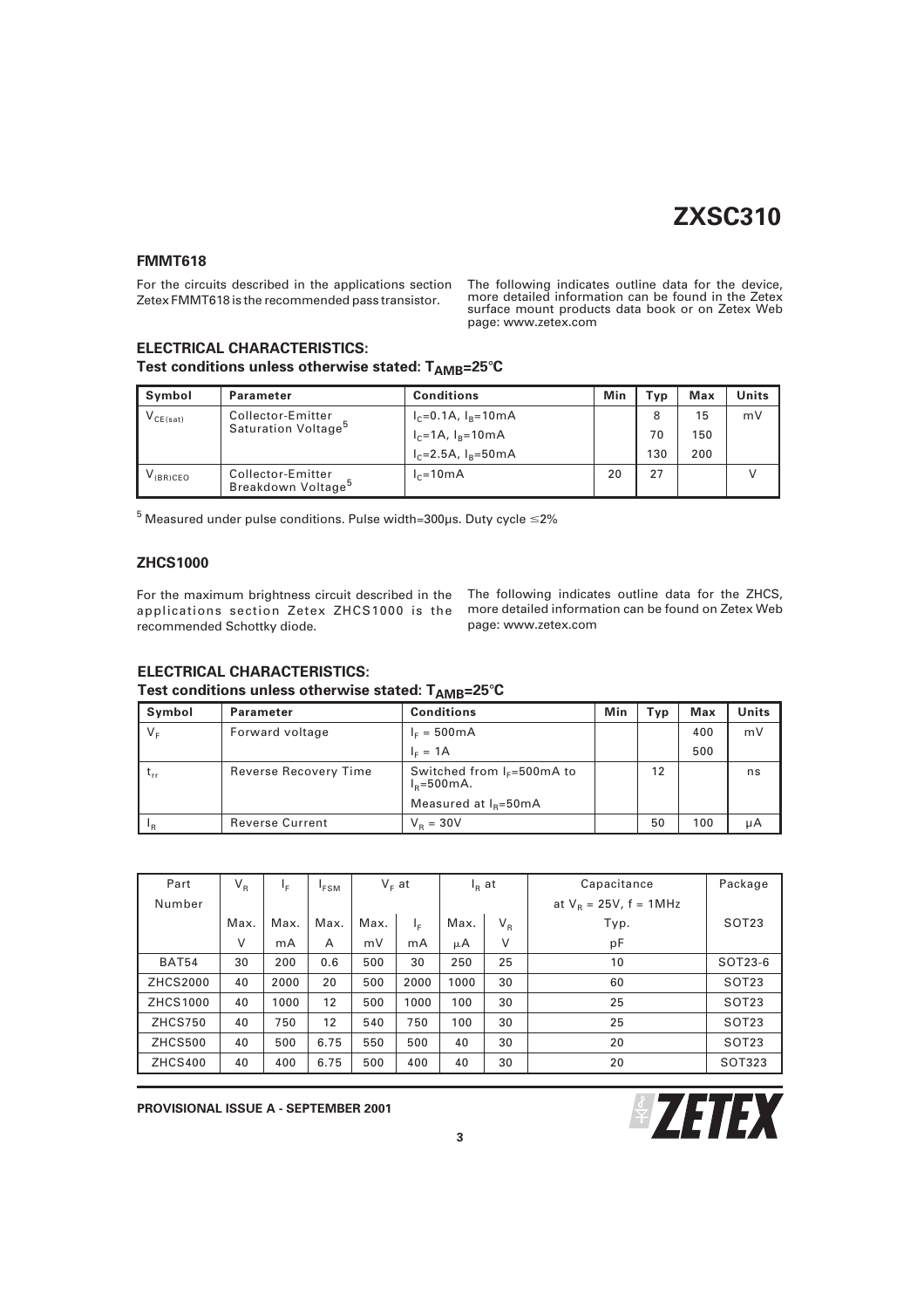## FMMT618

For the circuits described in the applications section Zetex FMMT618 is the recommended pass transistor.

The following indicates outline data for the device, more detailed information can be found in the Zetex surface mount products data book or on Zetex Web page: www.zetex.com

### ELECTRICAL CHARACTERISTICS:

**Test conditions unless otherwise stated: $T_{AMB}$=25°C**

| Symbol | Parameter | Conditions | Min | Typ | Max | Units |
|---|---|---|---|---|---|---|
| $V_{CE(sat)}$ | Collector-Emitter Saturation Voltage[5] | $I_C$=0.1A, $I_B$=10mA | | 8 | 15 | mV |
| | | $I_C$=1A, $I_B$=10mA | | 70 | 150 | |
| | | $I_C$=2.5A, $I_B$=50mA | | 130 | 200 | |
| $V_{(BR)CEO}$ | Collector-Emitter Breakdown Voltage[5] | $I_C$=10mA | 20 | 27 | | V |

[5] Measured under pulse conditions. Pulse width=300µs. Duty cycle ≤2%

## ZHCS1000

For the maximum brightness circuit described in the applications section Zetex ZHCS1000 is the recommended Schottky diode.

The following indicates outline data for the ZHCS, more detailed information can be found on Zetex Web page: www.zetex.com

### ELECTRICAL CHARACTERISTICS:

**Test conditions unless otherwise stated: $T_{AMB}$=25°C**

| Symbol | Parameter | Conditions | Min | Typ | Max | Units |
|---|---|---|---|---|---|---|
| $V_F$ | Forward voltage | $I_F$ = 500mA | | | 400 | mV |
| | | $I_F$ = 1A | | | 500 | |
| $t_{rr}$ | Reverse Recovery Time | Switched from $I_F$=500mA to $I_R$=500mA. Measured at $I_R$=50mA | | 12 | | ns |
| $I_R$ | Reverse Current | $V_R$ = 30V | | 50 | 100 | µA |

| Part Number | $V_R$ | $I_F$ | $I_{FSM}$ | $V_F$ at | | $I_R$ at | | Capacitance at $V_R$ = 25V, f = 1MHz | Package |
|---|---|---|---|---|---|---|---|---|---|
| | Max. | Max. | Max. | Max. | $I_F$ | Max. | $V_R$ | Typ. | SOT23 |
| | V | mA | A | mV | mA | µA | V | pF | |
| BAT54 | 30 | 200 | 0.6 | 500 | 30 | 250 | 25 | 10 | SOT23-6 |
| ZHCS2000 | 40 | 2000 | 20 | 500 | 2000 | 1000 | 30 | 60 | SOT23 |
| ZHCS1000 | 40 | 1000 | 12 | 500 | 1000 | 100 | 30 | 25 | SOT23 |
| ZHCS750 | 40 | 750 | 12 | 540 | 750 | 100 | 30 | 25 | SOT23 |
| ZHCS500 | 40 | 500 | 6.75 | 550 | 500 | 40 | 30 | 20 | SOT23 |
| ZHCS400 | 40 | 400 | 6.75 | 500 | 400 | 40 | 30 | 20 | SOT323 |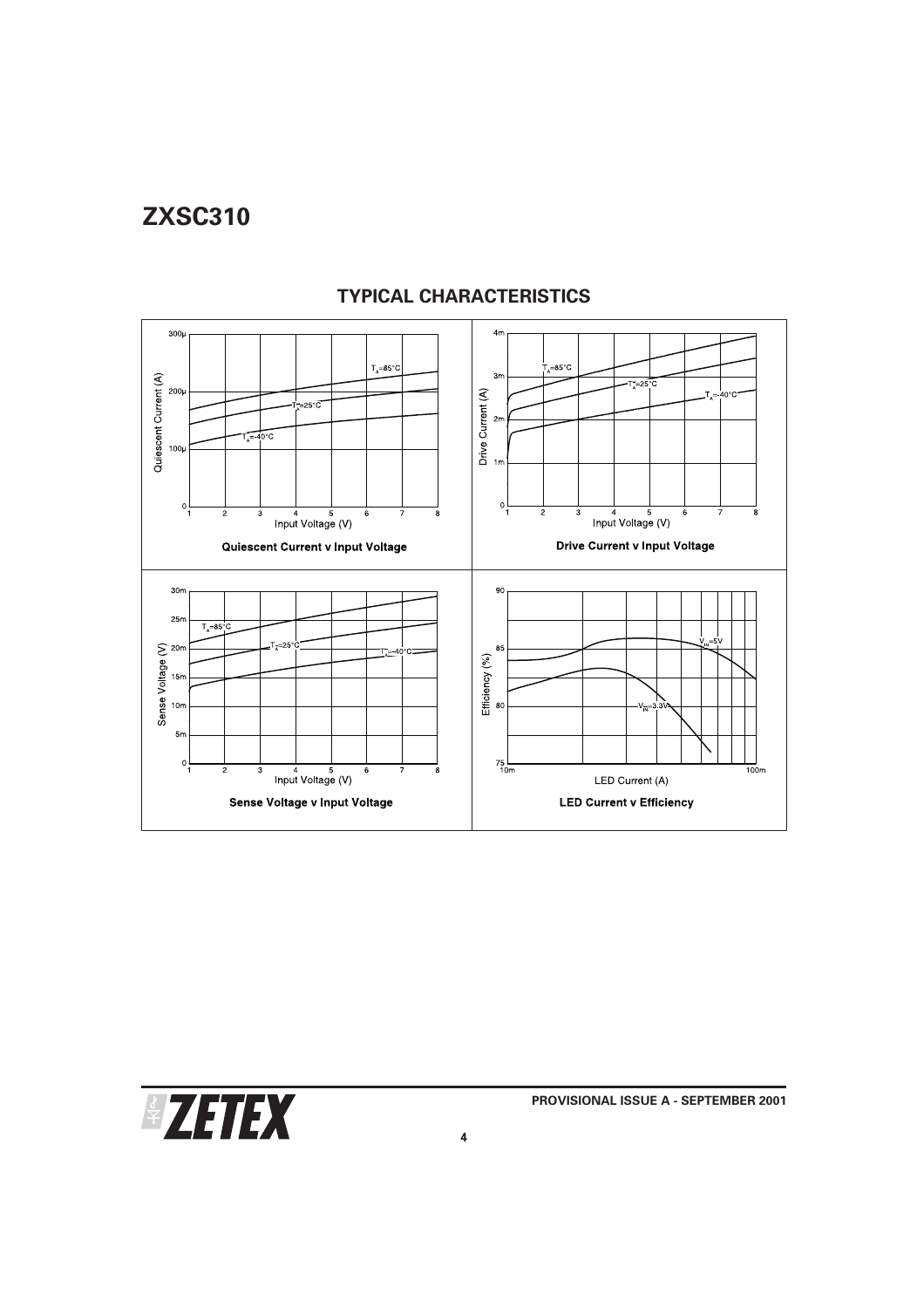## TYPICAL CHARACTERISTICS

Quiescent Current v Input Voltage

Drive Current v Input Voltage

Sense Voltage v Input Voltage

LED Current v Efficiency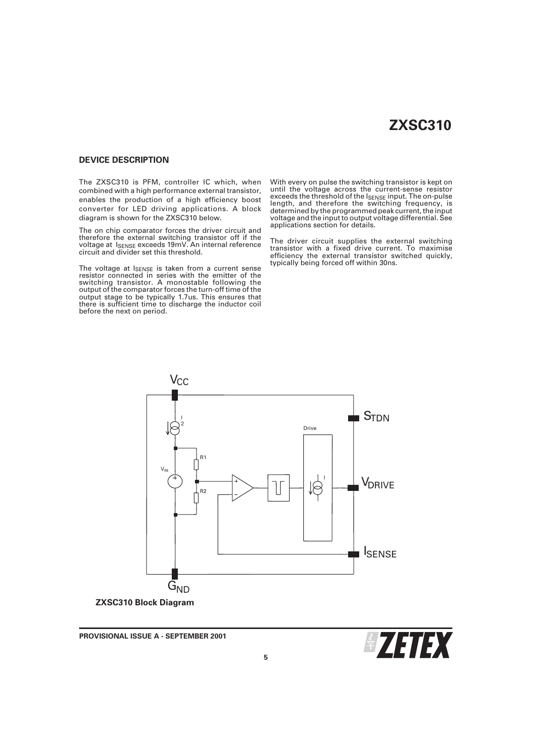## DEVICE DESCRIPTION

The ZXSC310 is PFM, controller IC which, when combined with a high performance external transistor, enables the production of a high efficiency boost converter for LED driving applications. A block diagram is shown for the ZXSC310 below.

The on chip comparator forces the driver circuit and therefore the external switching transistor off if the voltage at $I_{SENSE}$ exceeds 19mV. An internal reference circuit and divider set this threshold.

The voltage at $I_{SENSE}$ is taken from a current sense resistor connected in series with the emitter of the switching transistor. A monostable following the output of the comparator forces the turn-off time of the output stage to be typically 1.7us. This ensures that there is sufficient time to discharge the inductor coil before the next on period.

With every on pulse the switching transistor is kept on until the voltage across the current-sense resistor exceeds the threshold of the $I_{SENSE}$ input. The on-pulse length, and therefore the switching frequency, is determined by the programmed peak current, the input voltage and the input to output voltage differential. See applications section for details.

The driver circuit supplies the external switching transistor with a fixed drive current. To maximise efficiency the external transistor switched quickly, typically being forced off within 30ns.

**ZXSC310 Block Diagram**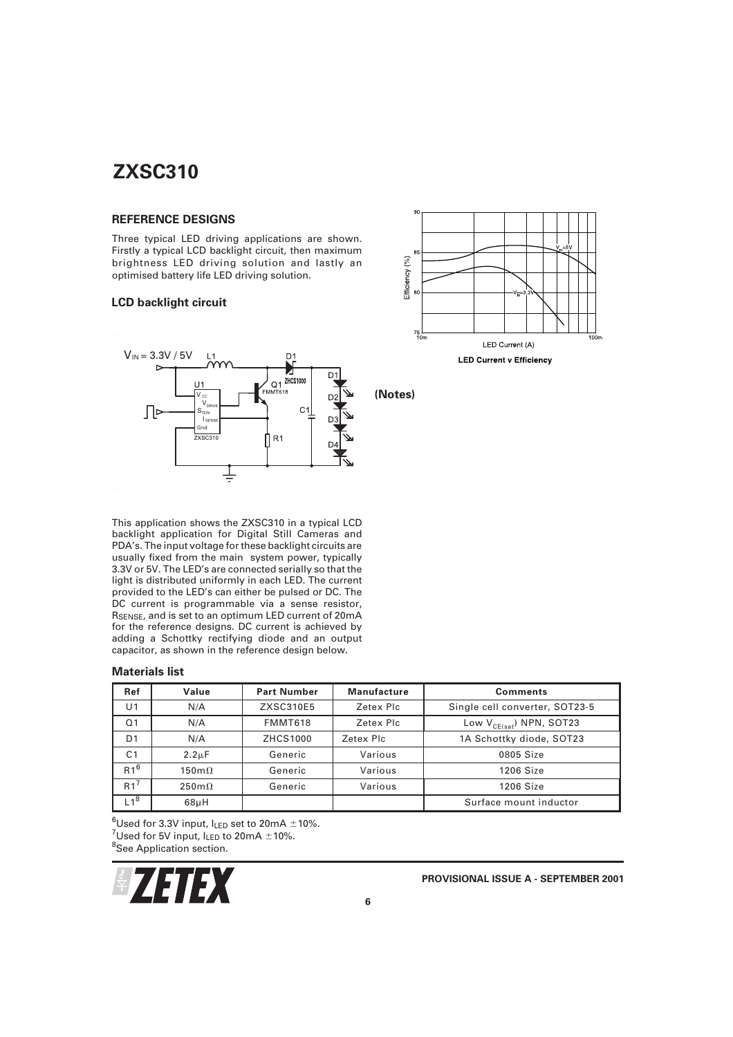## REFERENCE DESIGNS

Three typical LED driving applications are shown. Firstly a typical LCD backlight circuit, then maximum brightness LED driving solution and lastly an optimised battery life LED driving solution.

### LCD backlight circuit

**LED Current v Efficiency**

**(Notes)**

This application shows the ZXSC310 in a typical LCD backlight application for Digital Still Cameras and PDA's. The input voltage for these backlight circuits are usually fixed from the main system power, typically 3.3V or 5V. The LED's are connected serially so that the light is distributed uniformly in each LED. The current provided to the LED's can either be pulsed or DC. The DC current is programmable via a sense resistor, $R_{SENSE}$, and is set to an optimum LED current of 20mA for the reference designs. DC current is achieved by adding a Schottky rectifying diode and an output capacitor, as shown in the reference design below.

### Materials list

| Ref | Value | Part Number | Manufacture | Comments |
|---|---|---|---|---|
| U1 | N/A | ZXSC310E5 | Zetex Plc | Single cell converter, SOT23-5 |
| Q1 | N/A | FMMT618 | Zetex Plc | Low $V_{CE(sat)}$ NPN, SOT23 |
| D1 | N/A | ZHCS1000 | Zetex Plc | 1A Schottky diode, SOT23 |
| C1 | 2.2μF | Generic | Various | 0805 Size |
| R1[6] | 150mΩ | Generic | Various | 1206 Size |
| R1[7] | 250mΩ | Generic | Various | 1206 Size |
| L1[8] | 68μH | | | Surface mount inductor |

[6]Used for 3.3V input, $I_{LED}$ set to 20mA ±10%.
[7]Used for 5V input, $I_{LED}$ to 20mA ±10%.
[8]See Application section.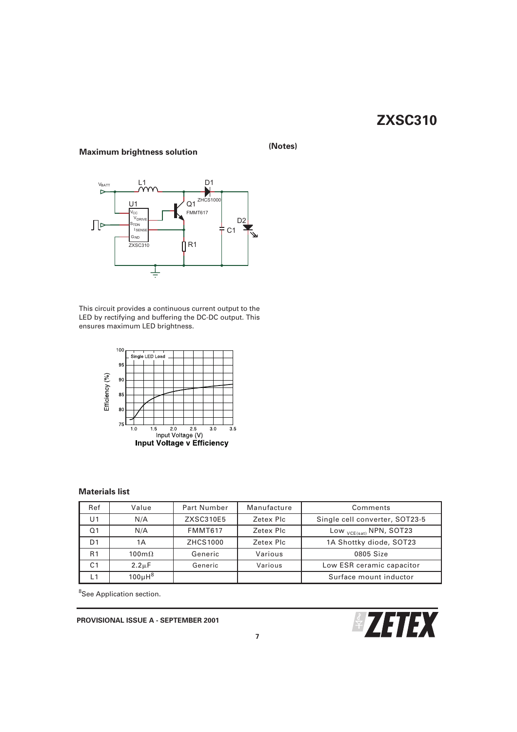**(Notes)**

## Maximum brightness solution

This circuit provides a continuous current output to the LED by rectifying and buffering the DC-DC output. This ensures maximum LED brightness.

**Input Voltage v Efficiency**

### Materials list

| Ref | Value | Part Number | Manufacture | Comments |
|---|---|---|---|---|
| U1 | N/A | ZXSC310E5 | Zetex Plc | Single cell converter, SOT23-5 |
| Q1 | N/A | FMMT617 | Zetex Plc | Low $_{VCE(sat)}$ NPN, SOT23 |
| D1 | 1A | ZHCS1000 | Zetex Plc | 1A Shottky diode, SOT23 |
| R1 | 100mΩ | Generic | Various | 0805 Size |
| C1 | 2.2μF | Generic | Various | Low ESR ceramic capacitor |
| L1 | 100μH[8] | | | Surface mount inductor |

[8]See Application section.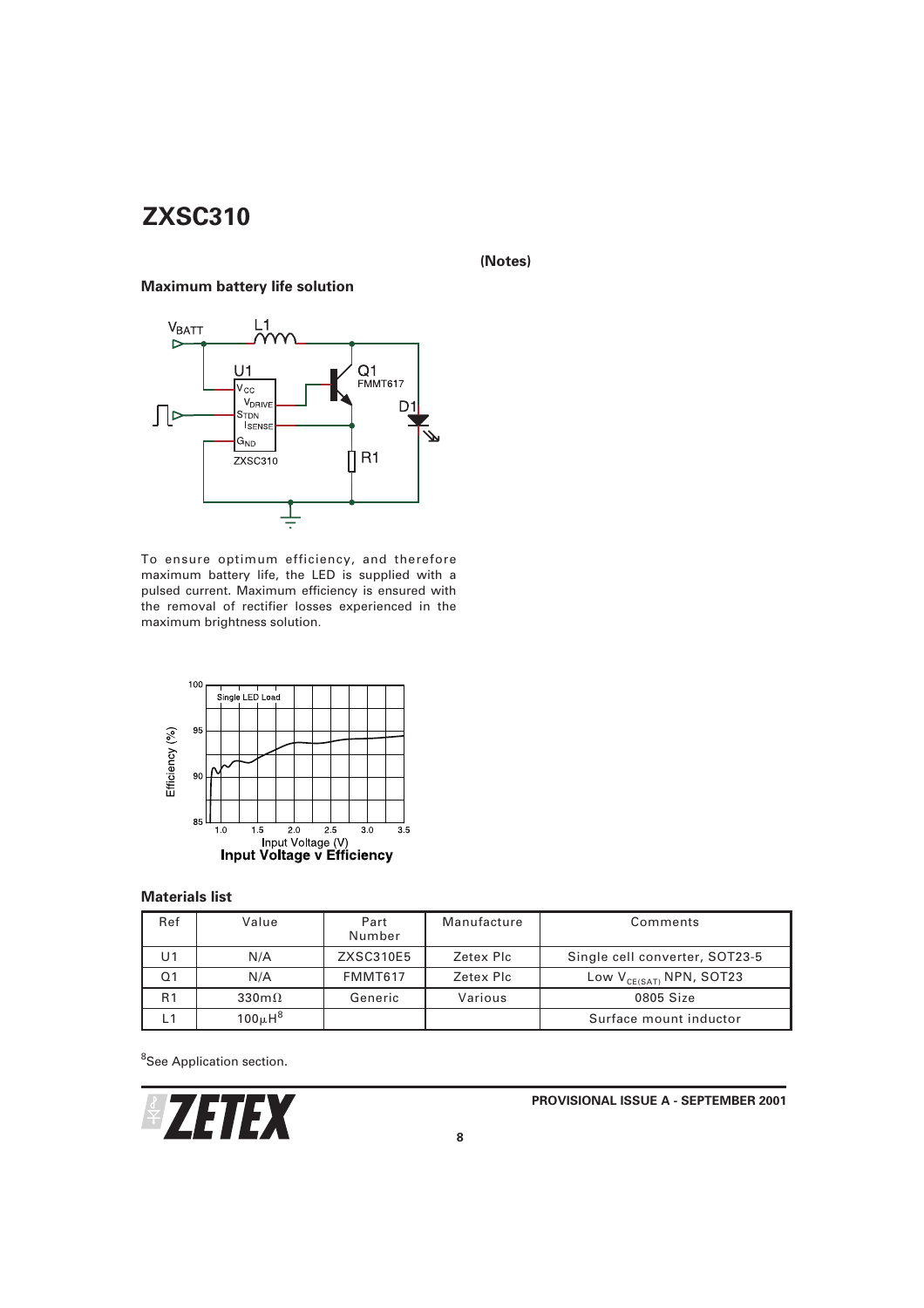# ZXSC310

**(Notes)**

## Maximum battery life solution

To ensure optimum efficiency, and therefore maximum battery life, the LED is supplied with a pulsed current. Maximum efficiency is ensured with the removal of rectifier losses experienced in the maximum brightness solution.

**Input Voltage v Efficiency**

## Materials list

| Ref | Value | Part Number | Manufacture | Comments |
|---|---|---|---|---|
| U1 | N/A | ZXSC310E5 | Zetex Plc | Single cell converter, SOT23-5 |
| Q1 | N/A | FMMT617 | Zetex Plc | Low $V_{CE(SAT)}$ NPN, SOT23 |
| R1 | 330mΩ | Generic | Various | 0805 Size |
| L1 | 100μH[8] | | | Surface mount inductor |

[8]See Application section.

**PROVISIONAL ISSUE A - SEPTEMBER 2001**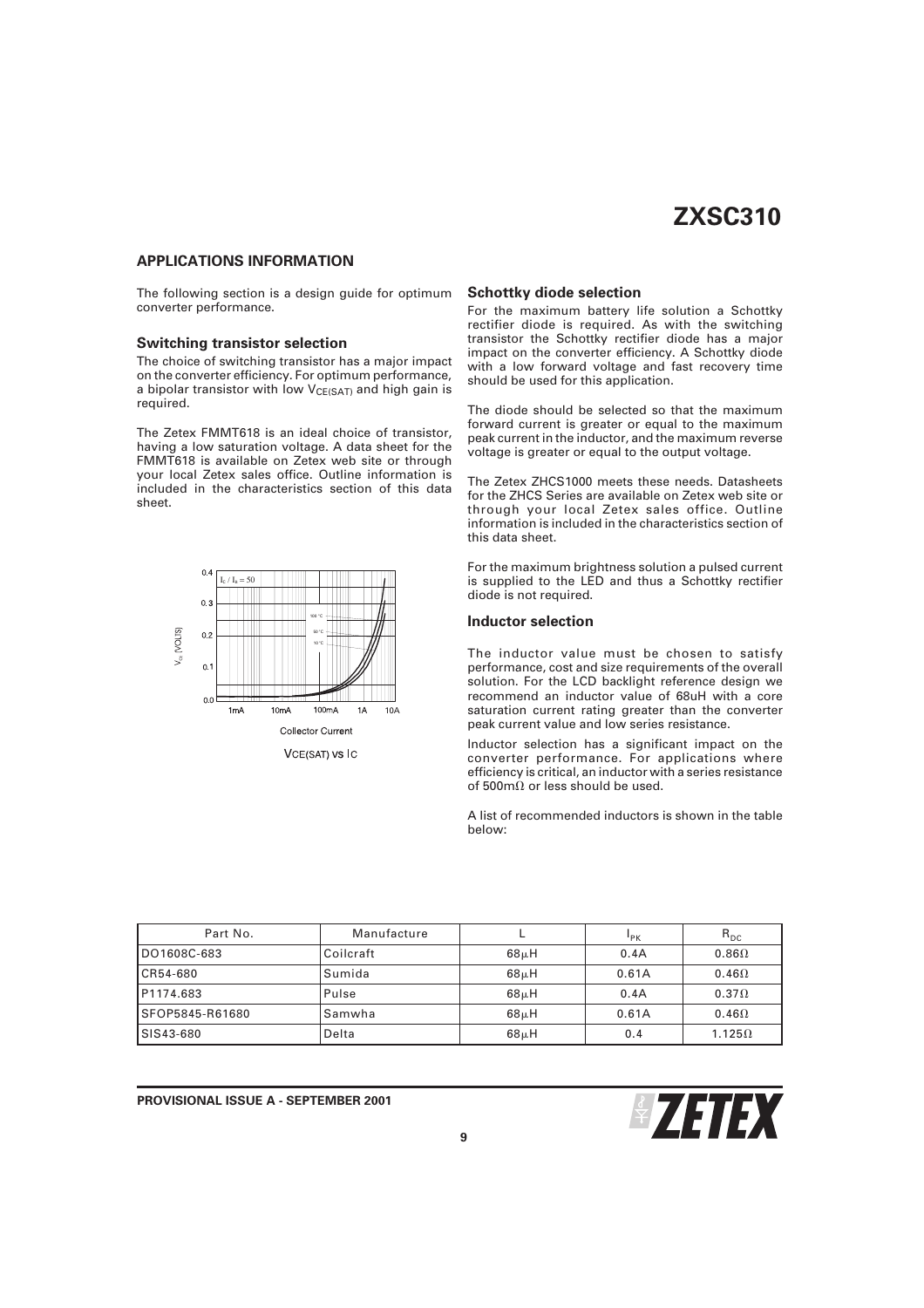## APPLICATIONS INFORMATION

The following section is a design guide for optimum converter performance.

### Switching transistor selection

The choice of switching transistor has a major impact on the converter efficiency. For optimum performance, a bipolar transistor with low $V_{CE(SAT)}$ and high gain is required.

The Zetex FMMT618 is an ideal choice of transistor, having a low saturation voltage. A data sheet for the FMMT618 is available on Zetex web site or through your local Zetex sales office. Outline information is included in the characteristics section of this data sheet.

$V_{CE(SAT)}$ vs $I_C$

### Schottky diode selection

For the maximum battery life solution a Schottky rectifier diode is required. As with the switching transistor the Schottky rectifier diode has a major impact on the converter efficiency. A Schottky diode with a low forward voltage and fast recovery time should be used for this application.

The diode should be selected so that the maximum forward current is greater or equal to the maximum peak current in the inductor, and the maximum reverse voltage is greater or equal to the output voltage.

The Zetex ZHCS1000 meets these needs. Datasheets for the ZHCS Series are available on Zetex web site or through your local Zetex sales office. Outline information is included in the characteristics section of this data sheet.

For the maximum brightness solution a pulsed current is supplied to the LED and thus a Schottky rectifier diode is not required.

### Inductor selection

The inductor value must be chosen to satisfy performance, cost and size requirements of the overall solution. For the LCD backlight reference design we recommend an inductor value of 68uH with a core saturation current rating greater than the converter peak current value and low series resistance.

Inductor selection has a significant impact on the converter performance. For applications where efficiency is critical, an inductor with a series resistance of 500mΩ or less should be used.

A list of recommended inductors is shown in the table below:

| Part No. | Manufacture | L | $I_{PK}$ | $R_{DC}$ |
|---|---|---|---|---|
| DO1608C-683 | Coilcraft | 68μH | 0.4A | 0.86Ω |
| CR54-680 | Sumida | 68μH | 0.61A | 0.46Ω |
| P1174.683 | Pulse | 68μH | 0.4A | 0.37Ω |
| SFOP5845-R61680 | Samwha | 68μH | 0.61A | 0.46Ω |
| SIS43-680 | Delta | 68μH | 0.4 | 1.125Ω |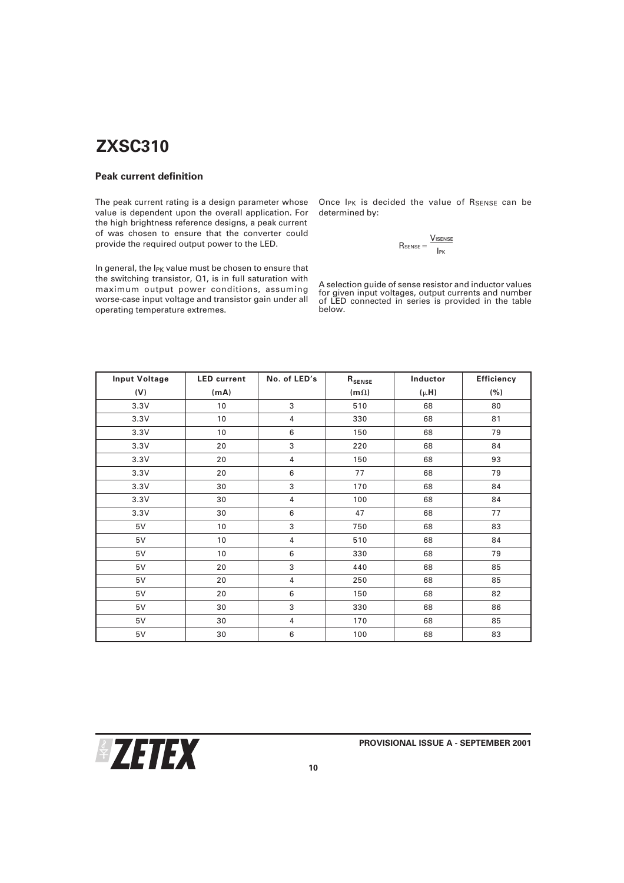## Peak current definition

The peak current rating is a design parameter whose value is dependent upon the overall application. For the high brightness reference designs, a peak current of was chosen to ensure that the converter could provide the required output power to the LED.

In general, the $I_{PK}$ value must be chosen to ensure that the switching transistor, Q1, is in full saturation with maximum output power conditions, assuming worse-case input voltage and transistor gain under all operating temperature extremes.

Once $I_{PK}$ is decided the value of $R_{SENSE}$ can be determined by:

$$R_{SENSE} = \frac{V_{ISENSE}}{I_{PK}}$$

A selection guide of sense resistor and inductor values for given input voltages, output currents and number of LED connected in series is provided in the table below.

| Input Voltage (V) | LED current (mA) | No. of LED's | $R_{SENSE}$ (m$\Omega$) | Inductor ($\mu$H) | Efficiency (%) |
|---|---|---|---|---|---|
| 3.3V | 10 | 3 | 510 | 68 | 80 |
| 3.3V | 10 | 4 | 330 | 68 | 81 |
| 3.3V | 10 | 6 | 150 | 68 | 79 |
| 3.3V | 20 | 3 | 220 | 68 | 84 |
| 3.3V | 20 | 4 | 150 | 68 | 93 |
| 3.3V | 20 | 6 | 77 | 68 | 79 |
| 3.3V | 30 | 3 | 170 | 68 | 84 |
| 3.3V | 30 | 4 | 100 | 68 | 84 |
| 3.3V | 30 | 6 | 47 | 68 | 77 |
| 5V | 10 | 3 | 750 | 68 | 83 |
| 5V | 10 | 4 | 510 | 68 | 84 |
| 5V | 10 | 6 | 330 | 68 | 79 |
| 5V | 20 | 3 | 440 | 68 | 85 |
| 5V | 20 | 4 | 250 | 68 | 85 |
| 5V | 20 | 6 | 150 | 68 | 82 |
| 5V | 30 | 3 | 330 | 68 | 86 |
| 5V | 30 | 4 | 170 | 68 | 85 |
| 5V | 30 | 6 | 100 | 68 | 83 |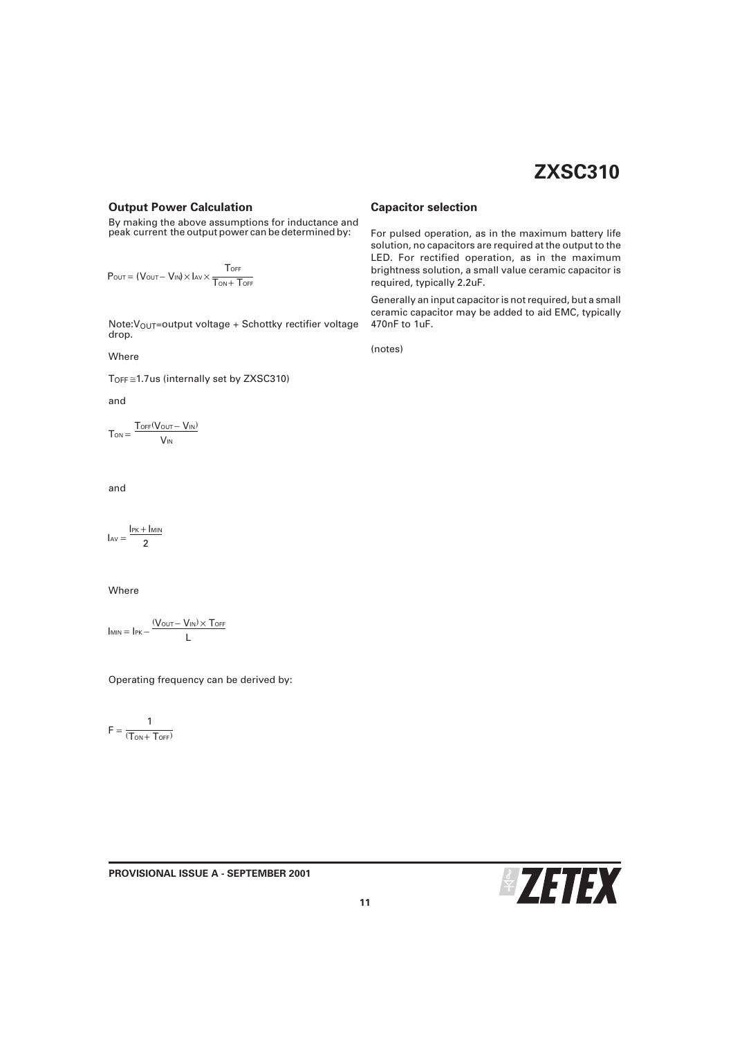### Output Power Calculation

By making the above assumptions for inductance and peak current the output power can be determined by:

$$P_{OUT} = (V_{OUT} - V_{IN}) \times I_{AV} \times \frac{T_{OFF}}{T_{ON} + T_{OFF}}$$

Note: $V_{OUT}$=output voltage + Schottky rectifier voltage drop.

Where

$T_{OFF} \cong 1.7us$ (internally set by ZXSC310)

and

$$T_{ON} = \frac{T_{OFF}(V_{OUT} - V_{IN})}{V_{IN}}$$

and

$$I_{AV} = \frac{I_{PK} + I_{MIN}}{2}$$

Where

$$I_{MIN} = I_{PK} - \frac{(V_{OUT} - V_{IN}) \times T_{OFF}}{L}$$

Operating frequency can be derived by:

$$F = \frac{1}{(T_{ON} + T_{OFF})}$$

### Capacitor selection

For pulsed operation, as in the maximum battery life solution, no capacitors are required at the output to the LED. For rectified operation, as in the maximum brightness solution, a small value ceramic capacitor is required, typically 2.2uF.

Generally an input capacitor is not required, but a small ceramic capacitor may be added to aid EMC, typically 470nF to 1uF.

(notes)

PROVISIONAL ISSUE A - SEPTEMBER 2001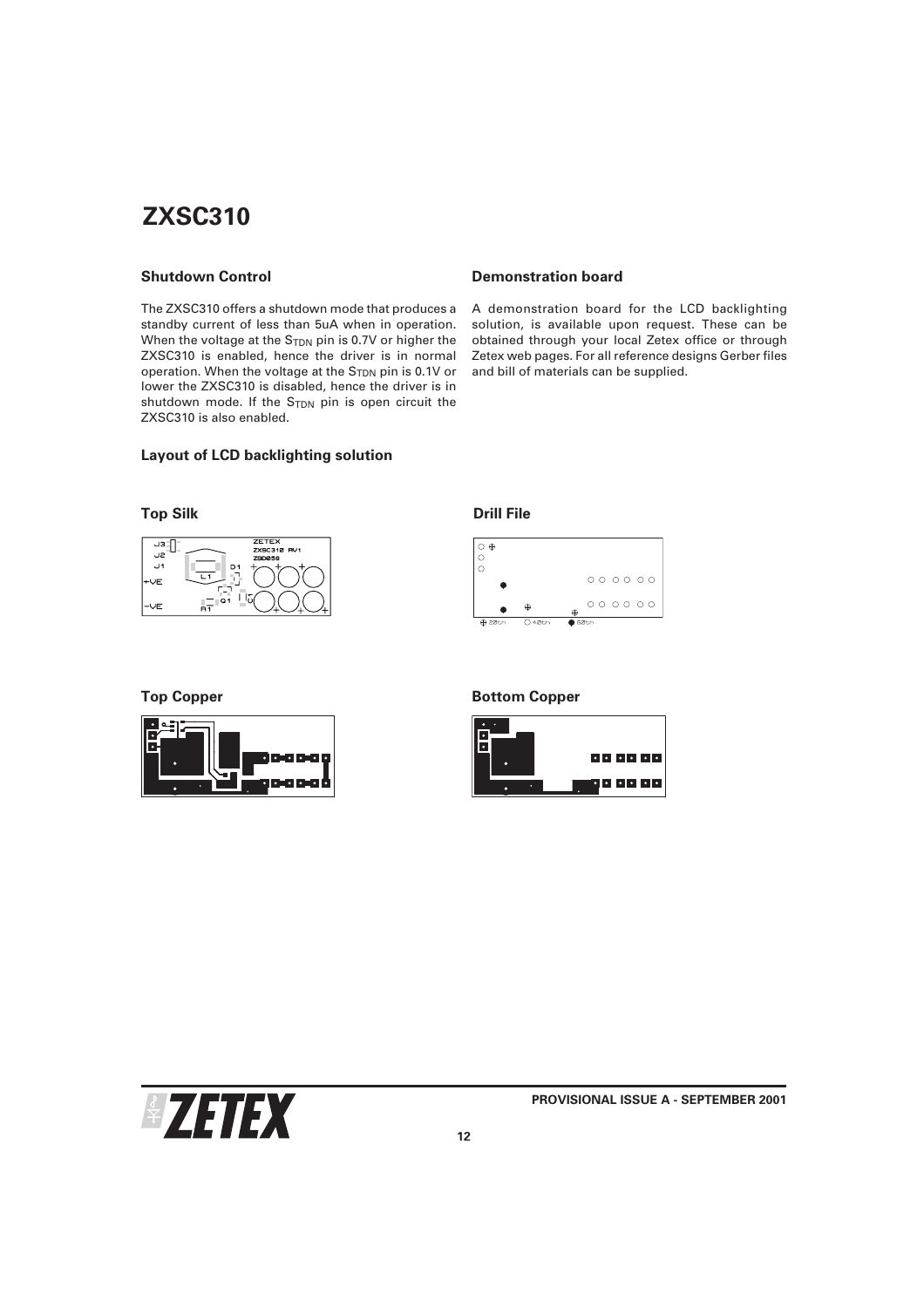## Shutdown Control

The ZXSC310 offers a shutdown mode that produces a standby current of less than 5uA when in operation. When the voltage at the $S_{TDN}$ pin is 0.7V or higher the ZXSC310 is enabled, hence the driver is in normal operation. When the voltage at the $S_{TDN}$ pin is 0.1V or lower the ZXSC310 is disabled, hence the driver is in shutdown mode. If the $S_{TDN}$ pin is open circuit the ZXSC310 is also enabled.

## Layout of LCD backlighting solution

### Top Silk

### Top Copper

## Demonstration board

A demonstration board for the LCD backlighting solution, is available upon request. These can be obtained through your local Zetex office or through Zetex web pages. For all reference designs Gerber files and bill of materials can be supplied.

### Drill File

### Bottom Copper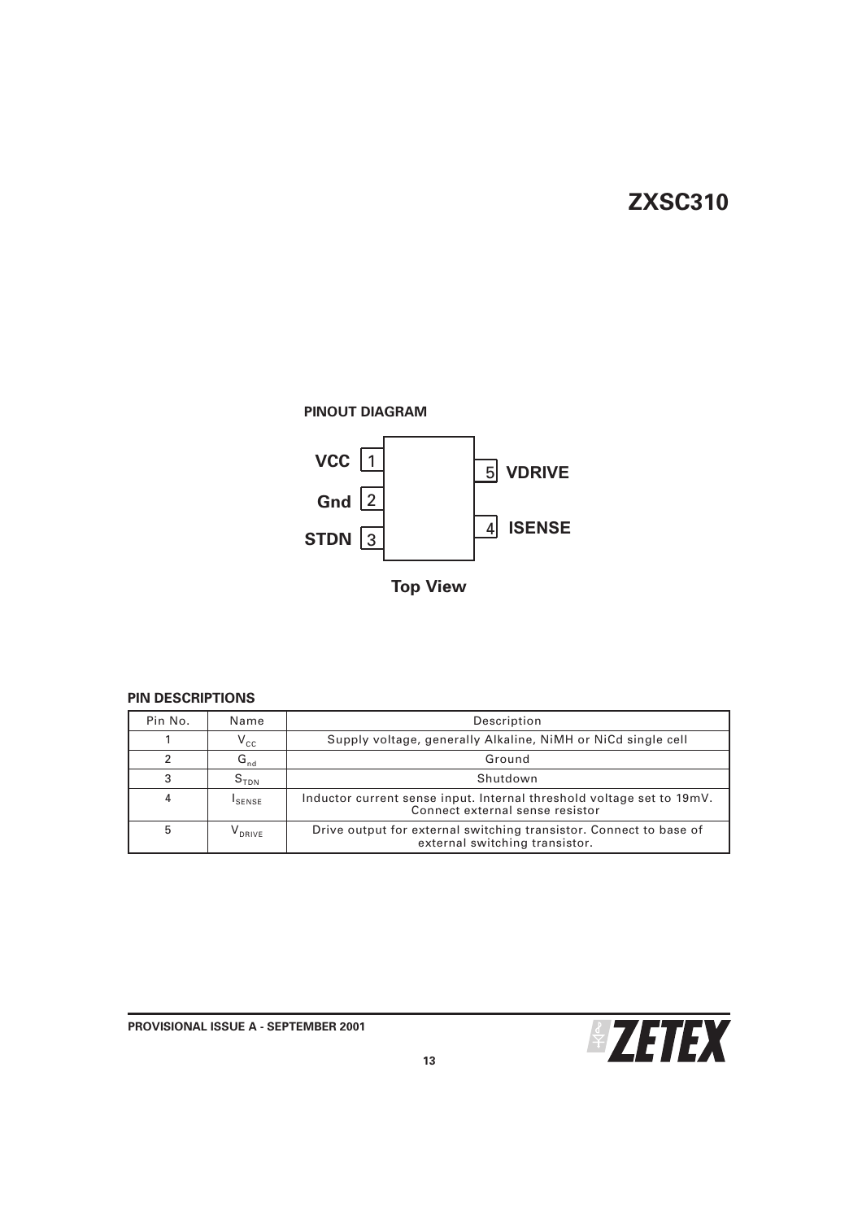## PINOUT DIAGRAM

| Pin | Name | | Name | Pin |
|---|---|---|---|---|
| 1 | VCC | | VDRIVE | 5 |
| 2 | Gnd | | | |
| 3 | STDN | | ISENSE | 4 |

**Top View**

## PIN DESCRIPTIONS

| Pin No. | Name | Description |
|---|---|---|
| 1 | $V_{CC}$ | Supply voltage, generally Alkaline, NiMH or NiCd single cell |
| 2 | $G_{nd}$ | Ground |
| 3 | $S_{TDN}$ | Shutdown |
| 4 | $I_{SENSE}$ | Inductor current sense input. Internal threshold voltage set to 19mV. Connect external sense resistor |
| 5 | $V_{DRIVE}$ | Drive output for external switching transistor. Connect to base of external switching transistor. |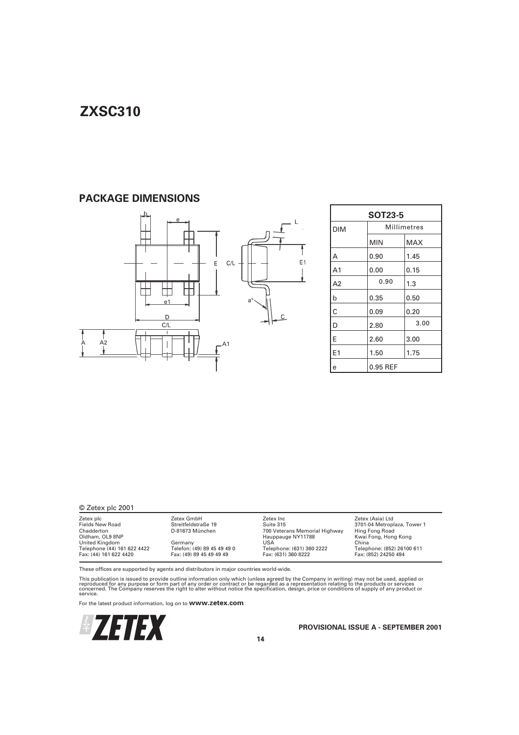# ZXSC310

## PACKAGE DIMENSIONS

b
e
E
C/L
E1
L
a°
C
e1
D
C/L
A
A2
A1

| SOT23-5 | | |
|---|---|---|
| DIM | Millimetres | |
| | MIN | MAX |
| A | 0.90 | 1.45 |
| A1 | 0.00 | 0.15 |
| A2 | 0.90 | 1.3 |
| b | 0.35 | 0.50 |
| C | 0.09 | 0.20 |
| D | 2.80 | 3.00 |
| E | 2.60 | 3.00 |
| E1 | 1.50 | 1.75 |
| e | 0.95 REF | |

© Zetex plc 2001

Zetex plc
Fields New Road
Chadderton
Oldham, OL9 8NP
United Kingdom
Telephone (44) 161 622 4422
Fax: (44) 161 622 4420

Zetex GmbH
Streitfeldstraße 19
D-81673 München

Germany
Telefon: (49) 89 45 49 49 0
Fax: (49) 89 45 49 49 49

Zetex Inc
Suite 315
700 Veterans Memorial Highway
Hauppauge NY11788
USA
Telephone: (631) 360 2222
Fax: (631) 360 8222

Zetex (Asia) Ltd
3701-04 Metroplaza, Tower 1
Hing Fong Road
Kwai Fong, Hong Kong
China
Telephone: (852) 26100 611
Fax: (852) 24250 494

These offices are supported by agents and distributors in major countries world-wide.

This publication is issued to provide outline information only which (unless agreed by the Company in writing) may not be used, applied or reproduced for any purpose or form part of any order or contract or be regarded as a representation relating to the products or services concerned. The Company reserves the right to alter without notice the specification, design, price or conditions of supply of any product or service.

For the latest product information, log on to **www.zetex.com**

ZETEX

**PROVISIONAL ISSUE A - SEPTEMBER 2001**